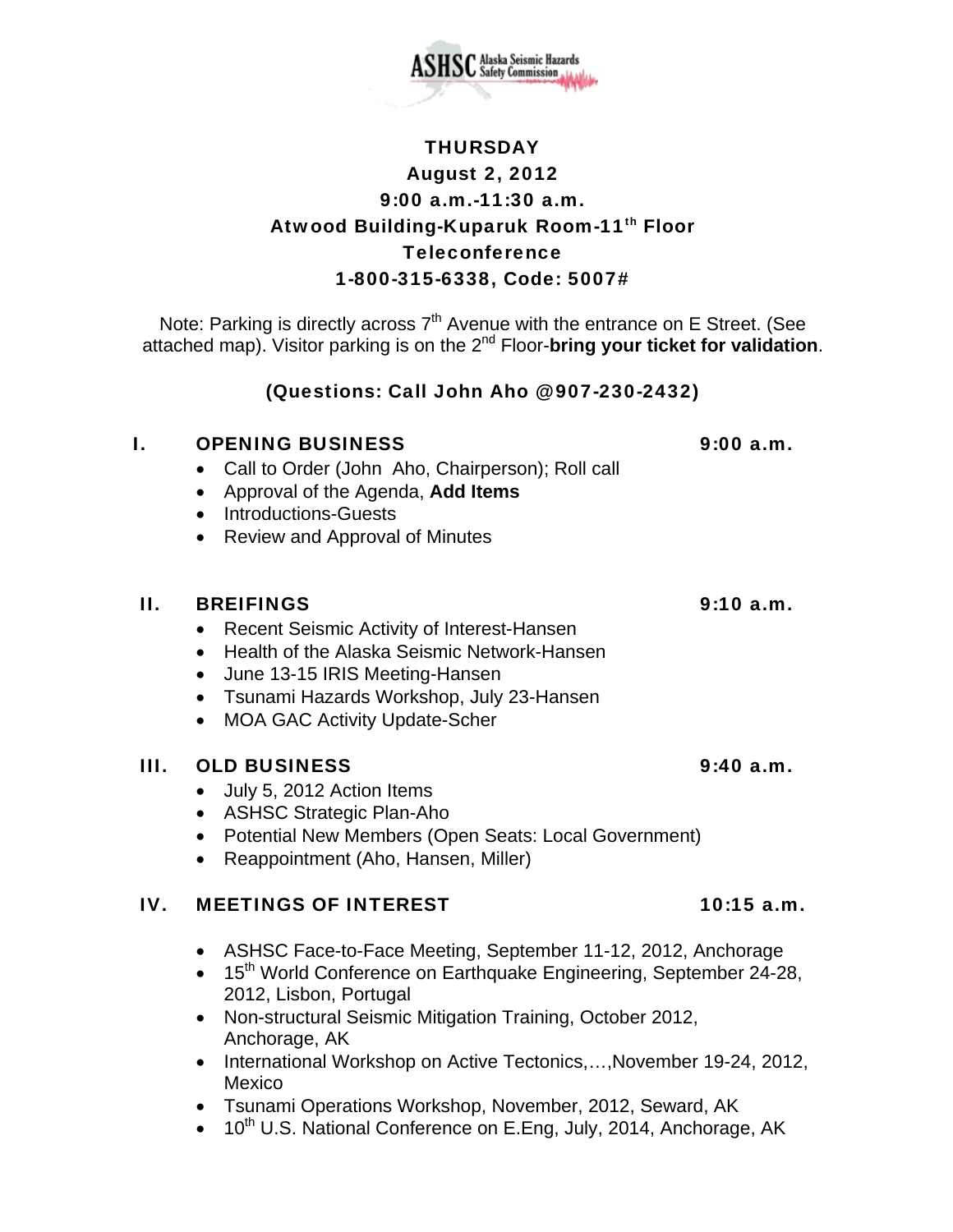ASHSC Alaska Seismic Hazards Safety Commission

**THURSDAY**
**August 2, 2012**
**9:00 a.m.-11:30 a.m.**
**Atwood Building-Kuparuk Room-11th Floor**
**Teleconference**
**1-800-315-6338, Code: 5007#**

Note: Parking is directly across 7th Avenue with the entrance on E Street. (See attached map). Visitor parking is on the 2nd Floor-**bring your ticket for validation**.

**(Questions: Call John Aho @907-230-2432)**

## I. OPENING BUSINESS — 9:00 a.m.

- Call to Order (John Aho, Chairperson); Roll call
- Approval of the Agenda, **Add Items**
- Introductions-Guests
- Review and Approval of Minutes

## II. BREIFINGS — 9:10 a.m.

- Recent Seismic Activity of Interest-Hansen
- Health of the Alaska Seismic Network-Hansen
- June 13-15 IRIS Meeting-Hansen
- Tsunami Hazards Workshop, July 23-Hansen
- MOA GAC Activity Update-Scher

## III. OLD BUSINESS — 9:40 a.m.

- July 5, 2012 Action Items
- ASHSC Strategic Plan-Aho
- Potential New Members (Open Seats: Local Government)
- Reappointment (Aho, Hansen, Miller)

## IV. MEETINGS OF INTEREST — 10:15 a.m.

- ASHSC Face-to-Face Meeting, September 11-12, 2012, Anchorage
- 15th World Conference on Earthquake Engineering, September 24-28, 2012, Lisbon, Portugal
- Non-structural Seismic Mitigation Training, October 2012, Anchorage, AK
- International Workshop on Active Tectonics,…,November 19-24, 2012, Mexico
- Tsunami Operations Workshop, November, 2012, Seward, AK
- 10th U.S. National Conference on E.Eng, July, 2014, Anchorage, AK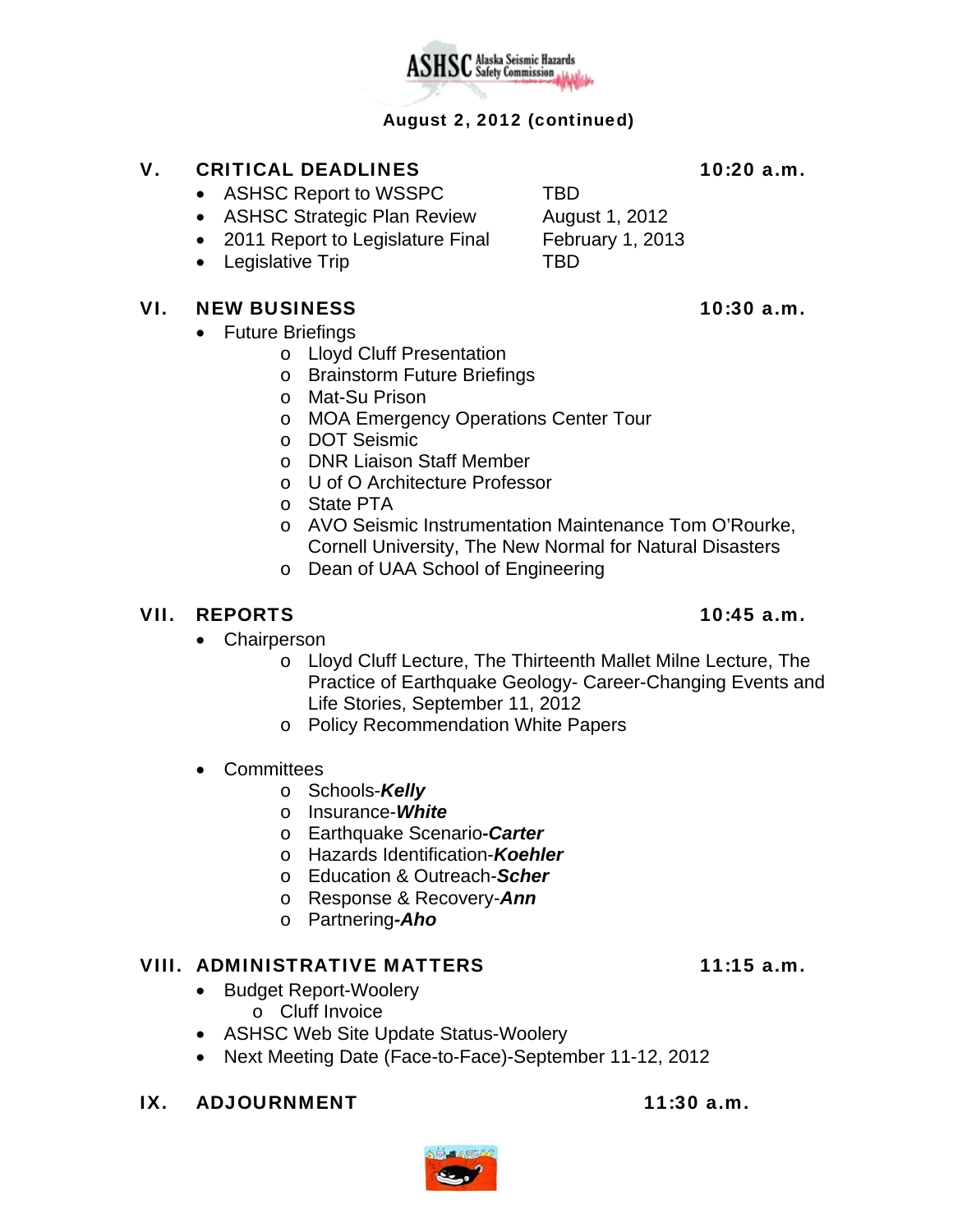**August 2, 2012 (continued)**

## V. CRITICAL DEADLINES — 10:20 a.m.

- ASHSC Report to WSSPC — TBD
- ASHSC Strategic Plan Review — August 1, 2012
- 2011 Report to Legislature Final — February 1, 2013
- Legislative Trip — TBD

## VI. NEW BUSINESS — 10:30 a.m.

- Future Briefings
  - Lloyd Cluff Presentation
  - Brainstorm Future Briefings
  - Mat-Su Prison
  - MOA Emergency Operations Center Tour
  - DOT Seismic
  - DNR Liaison Staff Member
  - U of O Architecture Professor
  - State PTA
  - AVO Seismic Instrumentation Maintenance Tom O'Rourke, Cornell University, The New Normal for Natural Disasters
  - Dean of UAA School of Engineering

## VII. REPORTS — 10:45 a.m.

- Chairperson
  - Lloyd Cluff Lecture, The Thirteenth Mallet Milne Lecture, The Practice of Earthquake Geology- Career-Changing Events and Life Stories, September 11, 2012
  - Policy Recommendation White Papers
- Committees
  - Schools-***Kelly***
  - Insurance-***White***
  - Earthquake Scenario-***Carter***
  - Hazards Identification-***Koehler***
  - Education & Outreach-***Scher***
  - Response & Recovery-***Ann***
  - Partnering-***Aho***

## VIII. ADMINISTRATIVE MATTERS — 11:15 a.m.

- Budget Report-Woolery
  - Cluff Invoice
- ASHSC Web Site Update Status-Woolery
- Next Meeting Date (Face-to-Face)-September 11-12, 2012

## IX. ADJOURNMENT — 11:30 a.m.